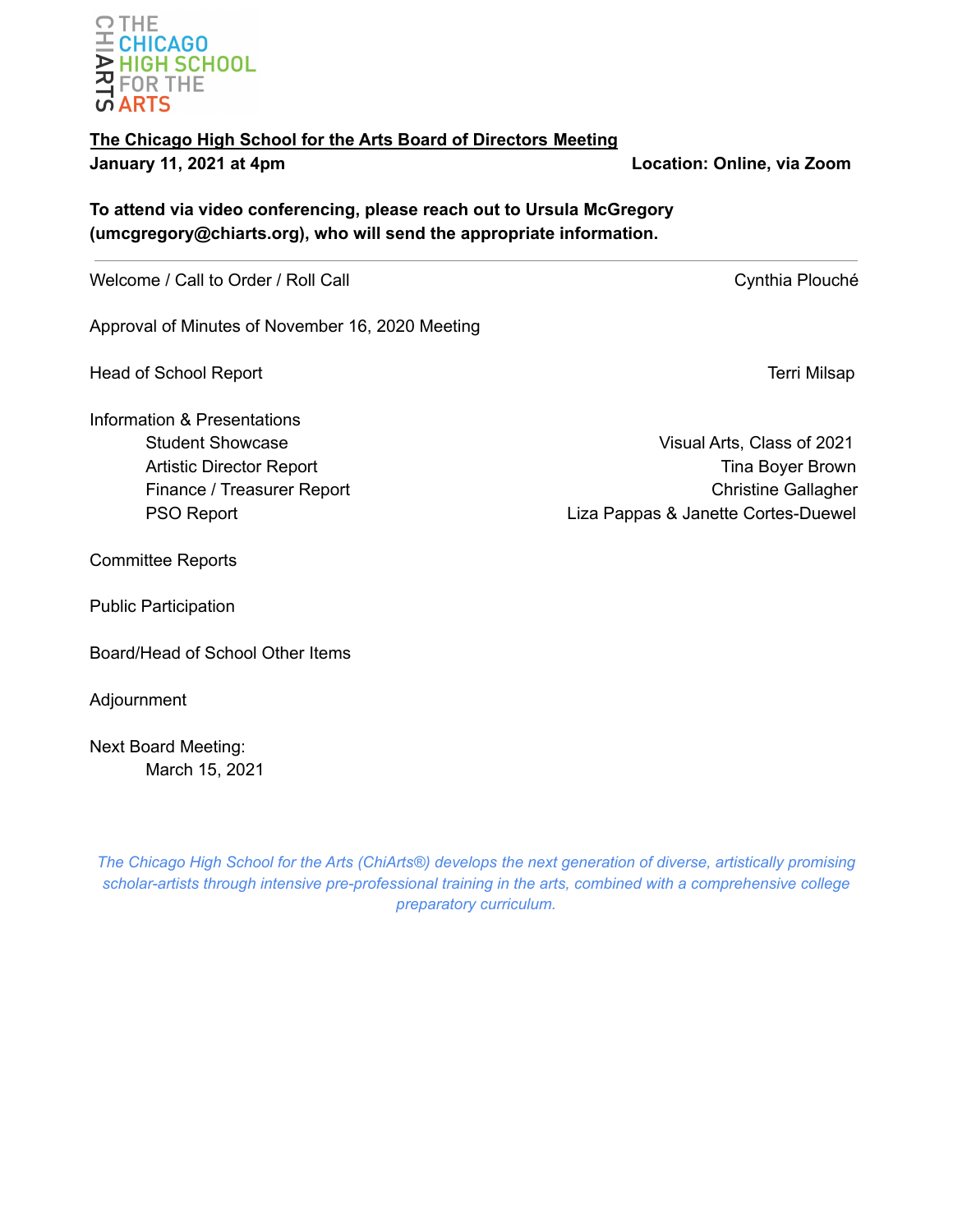THE CHICAGO HIGH SCHOOL FOR THE ARTS

CHIARTS

**The Chicago High School for the Arts Board of Directors Meeting**

**January 11, 2021 at 4pm** **Location: Online, via Zoom**

**To attend via video conferencing, please reach out to Ursula McGregory (umcgregory@chiarts.org), who will send the appropriate information.**

---

Welcome / Call to Order / Roll Call — Cynthia Plouché

Approval of Minutes of November 16, 2020 Meeting

Head of School Report — Terri Milsap

Information & Presentations

- Student Showcase — Visual Arts, Class of 2021
- Artistic Director Report — Tina Boyer Brown
- Finance / Treasurer Report — Christine Gallagher
- PSO Report — Liza Pappas & Janette Cortes-Duewel

Committee Reports

Public Participation

Board/Head of School Other Items

Adjournment

Next Board Meeting:

March 15, 2021

*The Chicago High School for the Arts (ChiArts®) develops the next generation of diverse, artistically promising scholar-artists through intensive pre-professional training in the arts, combined with a comprehensive college preparatory curriculum.*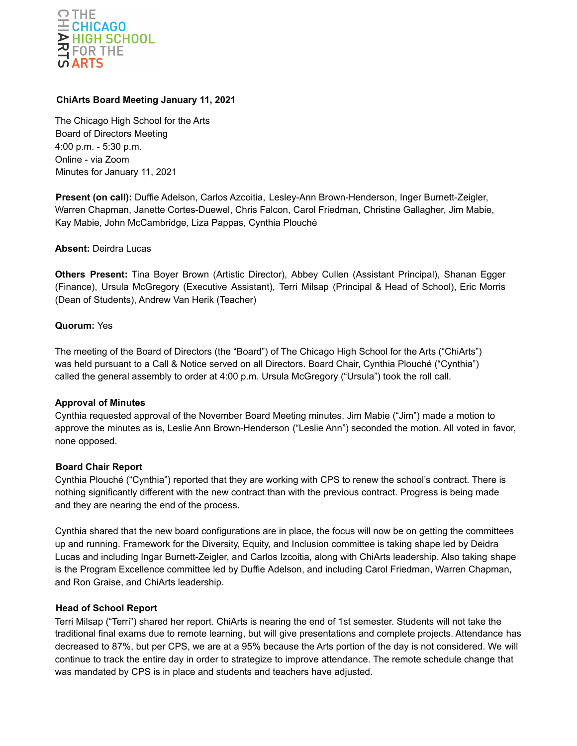**ChiArts Board Meeting January 11, 2021**

The Chicago High School for the Arts
Board of Directors Meeting
4:00 p.m. - 5:30 p.m.
Online - via Zoom
Minutes for January 11, 2021

**Present (on call):** Duffie Adelson, Carlos Azcoitia, Lesley-Ann Brown-Henderson, Inger Burnett-Zeigler, Warren Chapman, Janette Cortes-Duewel, Chris Falcon, Carol Friedman, Christine Gallagher, Jim Mabie, Kay Mabie, John McCambridge, Liza Pappas, Cynthia Plouché

**Absent:** Deirdra Lucas

**Others Present:** Tina Boyer Brown (Artistic Director), Abbey Cullen (Assistant Principal), Shanan Egger (Finance), Ursula McGregory (Executive Assistant), Terri Milsap (Principal & Head of School), Eric Morris (Dean of Students), Andrew Van Herik (Teacher)

**Quorum:** Yes

The meeting of the Board of Directors (the "Board") of The Chicago High School for the Arts ("ChiArts") was held pursuant to a Call & Notice served on all Directors. Board Chair, Cynthia Plouché ("Cynthia") called the general assembly to order at 4:00 p.m. Ursula McGregory ("Ursula") took the roll call.

**Approval of Minutes**

Cynthia requested approval of the November Board Meeting minutes. Jim Mabie ("Jim") made a motion to approve the minutes as is, Leslie Ann Brown-Henderson ("Leslie Ann") seconded the motion. All voted in favor, none opposed.

**Board Chair Report**

Cynthia Plouché ("Cynthia") reported that they are working with CPS to renew the school's contract. There is nothing significantly different with the new contract than with the previous contract. Progress is being made and they are nearing the end of the process.

Cynthia shared that the new board configurations are in place, the focus will now be on getting the committees up and running. Framework for the Diversity, Equity, and Inclusion committee is taking shape led by Deidra Lucas and including Ingar Burnett-Zeigler, and Carlos Izcoitia, along with ChiArts leadership. Also taking shape is the Program Excellence committee led by Duffie Adelson, and including Carol Friedman, Warren Chapman, and Ron Graise, and ChiArts leadership.

**Head of School Report**

Terri Milsap ("Terri") shared her report. ChiArts is nearing the end of 1st semester. Students will not take the traditional final exams due to remote learning, but will give presentations and complete projects. Attendance has decreased to 87%, but per CPS, we are at a 95% because the Arts portion of the day is not considered. We will continue to track the entire day in order to strategize to improve attendance. The remote schedule change that was mandated by CPS is in place and students and teachers have adjusted.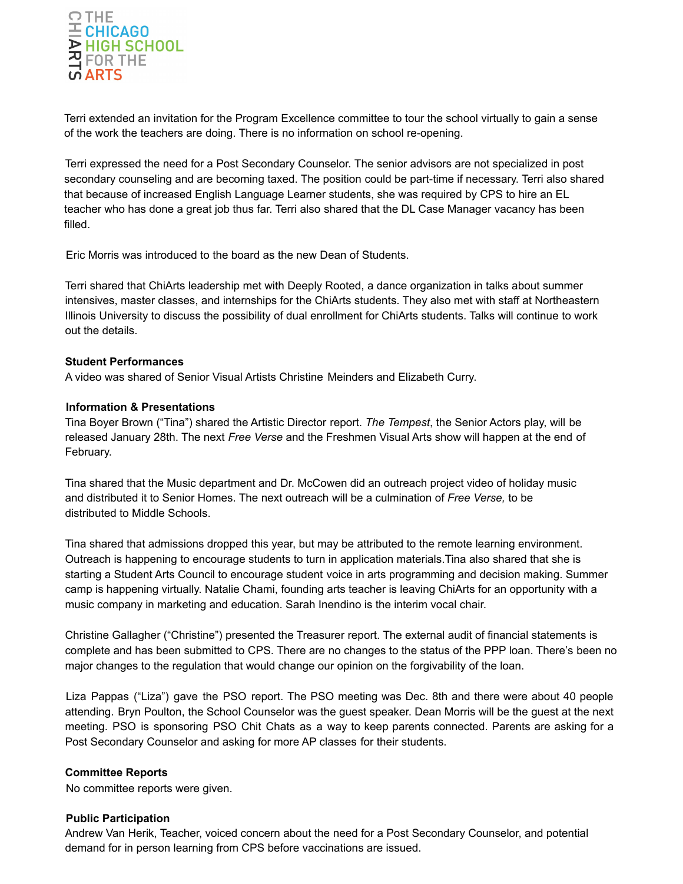Terri extended an invitation for the Program Excellence committee to tour the school virtually to gain a sense of the work the teachers are doing. There is no information on school re-opening.

Terri expressed the need for a Post Secondary Counselor. The senior advisors are not specialized in post secondary counseling and are becoming taxed. The position could be part-time if necessary. Terri also shared that because of increased English Language Learner students, she was required by CPS to hire an EL teacher who has done a great job thus far. Terri also shared that the DL Case Manager vacancy has been filled.

Eric Morris was introduced to the board as the new Dean of Students.

Terri shared that ChiArts leadership met with Deeply Rooted, a dance organization in talks about summer intensives, master classes, and internships for the ChiArts students. They also met with staff at Northeastern Illinois University to discuss the possibility of dual enrollment for ChiArts students. Talks will continue to work out the details.

**Student Performances**
A video was shared of Senior Visual Artists Christine Meinders and Elizabeth Curry.

**Information & Presentations**
Tina Boyer Brown ("Tina") shared the Artistic Director report. *The Tempest*, the Senior Actors play, will be released January 28th. The next *Free Verse* and the Freshmen Visual Arts show will happen at the end of February.

Tina shared that the Music department and Dr. McCowen did an outreach project video of holiday music and distributed it to Senior Homes. The next outreach will be a culmination of *Free Verse,* to be distributed to Middle Schools.

Tina shared that admissions dropped this year, but may be attributed to the remote learning environment. Outreach is happening to encourage students to turn in application materials.Tina also shared that she is starting a Student Arts Council to encourage student voice in arts programming and decision making. Summer camp is happening virtually. Natalie Chami, founding arts teacher is leaving ChiArts for an opportunity with a music company in marketing and education. Sarah Inendino is the interim vocal chair.

Christine Gallagher ("Christine") presented the Treasurer report. The external audit of financial statements is complete and has been submitted to CPS. There are no changes to the status of the PPP loan. There's been no major changes to the regulation that would change our opinion on the forgivability of the loan.

Liza Pappas ("Liza") gave the PSO report. The PSO meeting was Dec. 8th and there were about 40 people attending. Bryn Poulton, the School Counselor was the guest speaker. Dean Morris will be the guest at the next meeting. PSO is sponsoring PSO Chit Chats as a way to keep parents connected. Parents are asking for a Post Secondary Counselor and asking for more AP classes for their students.

**Committee Reports**
No committee reports were given.

**Public Participation**
Andrew Van Herik, Teacher, voiced concern about the need for a Post Secondary Counselor, and potential demand for in person learning from CPS before vaccinations are issued.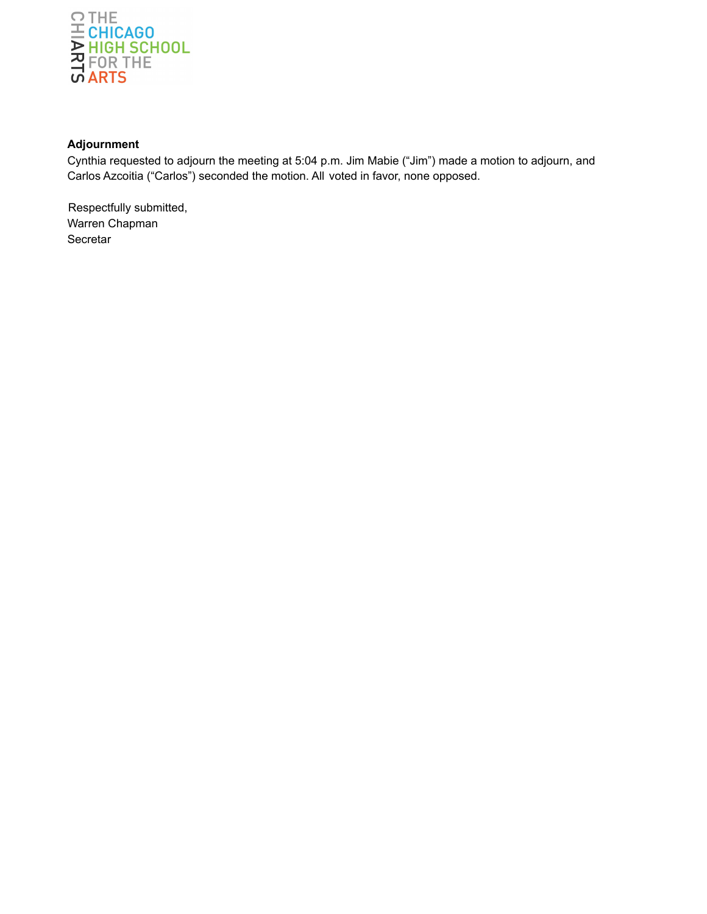**Adjournment**

Cynthia requested to adjourn the meeting at 5:04 p.m. Jim Mabie ("Jim") made a motion to adjourn, and Carlos Azcoitia ("Carlos") seconded the motion. All voted in favor, none opposed.

Respectfully submitted,
Warren Chapman
Secretar